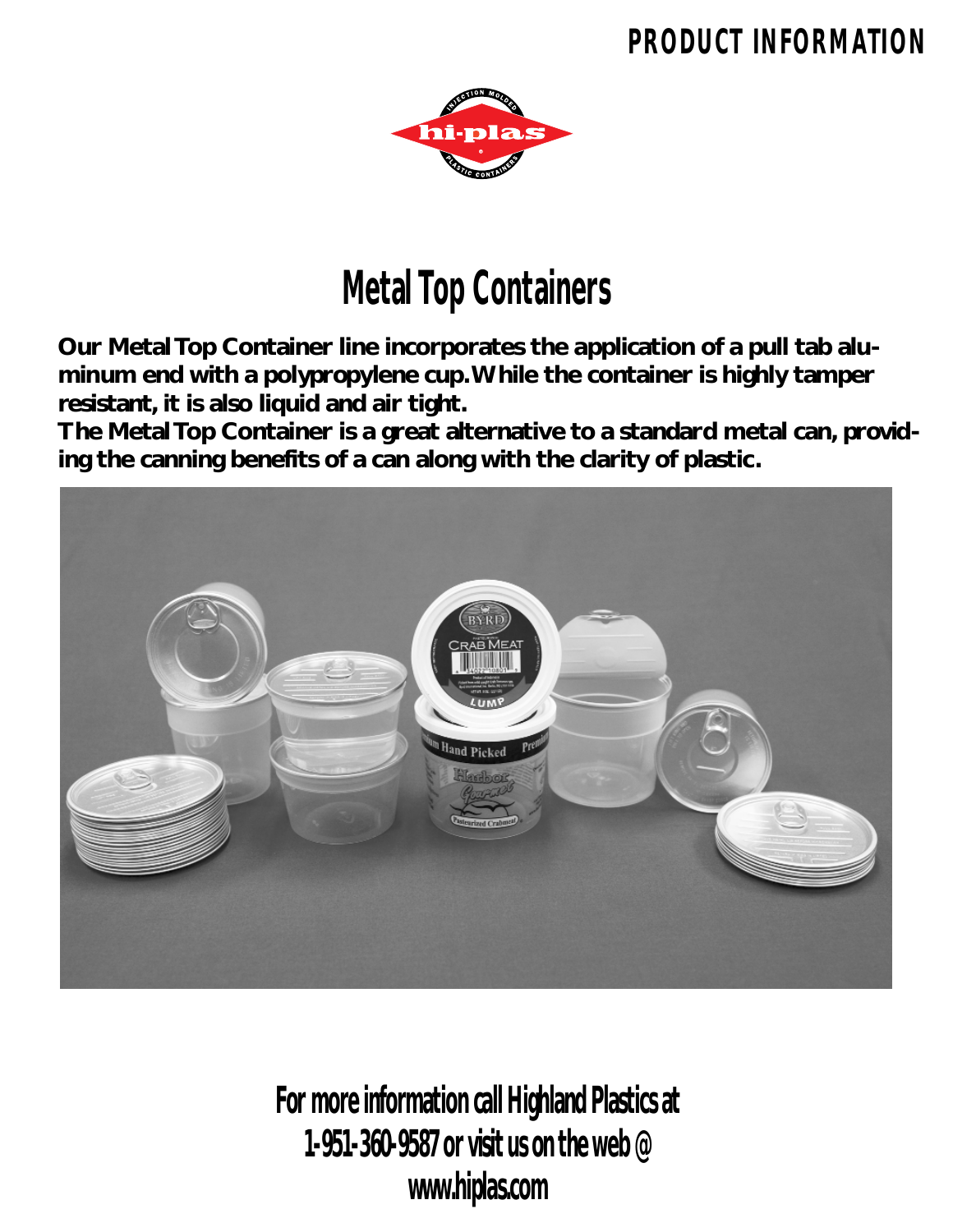PRODUCT INFORMATION

# Metal Top Containers

**Our Metal Top Container line incorporates the application of a pull tab aluminum end with a polypropylene cup. While the container is highly tamper resistant, it is also liquid and air tight.**
**The Metal Top Container is a great alternative to a standard metal can, providing the canning benefits of a can along with the clarity of plastic.**

**For more information call Highland Plastics at 1-951-360-9587 or visit us on the web @ www.hiplas.com**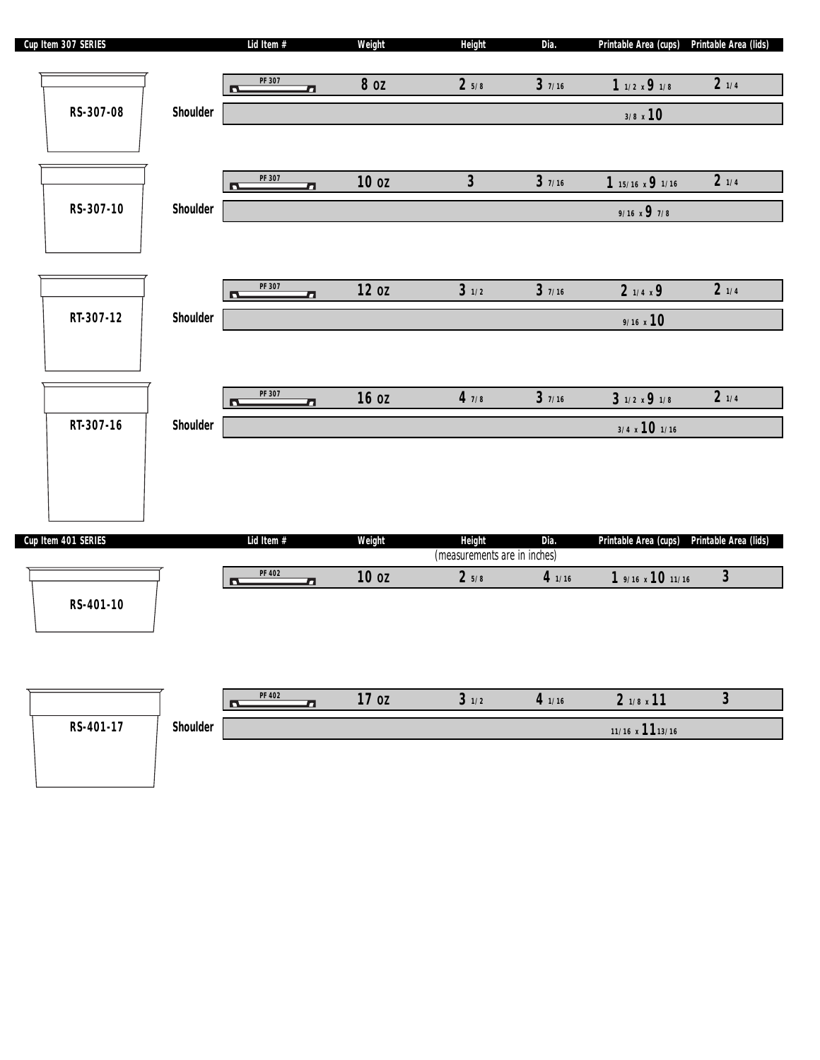| Cup Item 307 SERIES | | Lid Item # | Weight | Height | Dia. | Printable Area (cups) | Printable Area (lids) |
|---|---|---|---|---|---|---|---|
| RS-307-08 | | PF 307 | 8 oz | 2 5/8 | 3 7/16 | 1 1/2 x 9 1/8 | 2 1/4 |
| | Shoulder | | | | | 3/8 x 10 | |
| RS-307-10 | | PF 307 | 10 oz | 3 | 3 7/16 | 1 15/16 x 9 1/16 | 2 1/4 |
| | Shoulder | | | | | 9/16 x 9 7/8 | |
| RT-307-12 | | PF 307 | 12 oz | 3 1/2 | 3 7/16 | 2 1/4 x 9 | 2 1/4 |
| | Shoulder | | | | | 9/16 x 10 | |
| RT-307-16 | | PF 307 | 16 oz | 4 7/8 | 3 7/16 | 3 1/2 x 9 1/8 | 2 1/4 |
| | Shoulder | | | | | 3/4 x 10 1/16 | |

| Cup Item 401 SERIES | | Lid Item # | Weight | Height | Dia. | Printable Area (cups) | Printable Area (lids) |
|---|---|---|---|---|---|---|---|
| RS-401-10 | | PF 402 | 10 oz | 2 5/8 | 4 1/16 | 1 9/16 x 10 11/16 | 3 |
| RS-401-17 | | PF 402 | 17 oz | 3 1/2 | 4 1/16 | 2 1/8 x 11 | 3 |
| | Shoulder | | | | | 11/16 x 11 13/16 | |

(measurements are in inches)